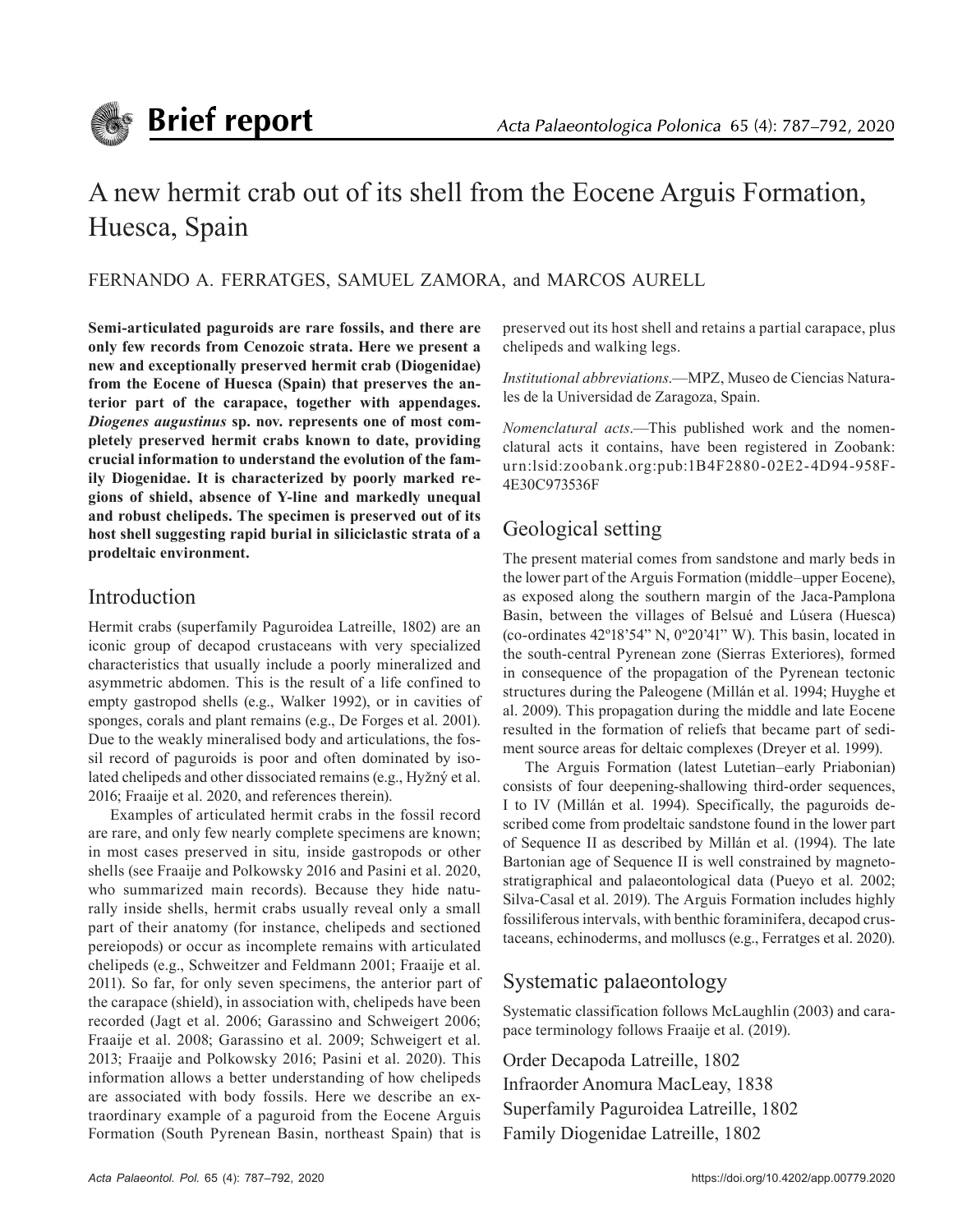# A new hermit crab out of its shell from the Eocene Arguis Formation, Huesca, Spain

FERNANDO A. FERRATGES, SAMUEL ZAMORA, and MARCOS AURELL

**Semi-articulated paguroids are rare fossils, and there are only few records from Cenozoic strata. Here we present a new and exceptionally preserved hermit crab (Diogenidae) from the Eocene of Huesca (Spain) that preserves the anterior part of the carapace, together with appendages. *Diogenes augustinus* sp. nov. represents one of most completely preserved hermit crabs known to date, providing crucial information to understand the evolution of the family Diogenidae. It is characterized by poorly marked regions of shield, absence of Y-line and markedly unequal and robust chelipeds. The specimen is preserved out of its host shell suggesting rapid burial in siliciclastic strata of a prodeltaic environment.**

## Introduction

Hermit crabs (superfamily Paguroidea Latreille, 1802) are an iconic group of decapod crustaceans with very specialized characteristics that usually include a poorly mineralized and asymmetric abdomen. This is the result of a life confined to empty gastropod shells (e.g., Walker 1992), or in cavities of sponges, corals and plant remains (e.g., De Forges et al. 2001). Due to the weakly mineralised body and articulations, the fossil record of paguroids is poor and often dominated by isolated chelipeds and other dissociated remains (e.g., Hyžný et al. 2016; Fraaije et al. 2020, and references therein).

Examples of articulated hermit crabs in the fossil record are rare, and only few nearly complete specimens are known; in most cases preserved in situ, inside gastropods or other shells (see Fraaije and Polkowsky 2016 and Pasini et al. 2020, who summarized main records). Because they hide naturally inside shells, hermit crabs usually reveal only a small part of their anatomy (for instance, chelipeds and sectioned pereiopods) or occur as incomplete remains with articulated chelipeds (e.g., Schweitzer and Feldmann 2001; Fraaije et al. 2011). So far, for only seven specimens, the anterior part of the carapace (shield), in association with, chelipeds have been recorded (Jagt et al. 2006; Garassino and Schweigert 2006; Fraaije et al. 2008; Garassino et al. 2009; Schweigert et al. 2013; Fraaije and Polkowsky 2016; Pasini et al. 2020). This information allows a better understanding of how chelipeds are associated with body fossils. Here we describe an extraordinary example of a paguroid from the Eocene Arguis Formation (South Pyrenean Basin, northeast Spain) that is preserved out its host shell and retains a partial carapace, plus chelipeds and walking legs.

*Institutional abbreviations*.—MPZ, Museo de Ciencias Naturales de la Universidad de Zaragoza, Spain.

*Nomenclatural acts*.—This published work and the nomenclatural acts it contains, have been registered in Zoobank: urn:lsid:zoobank.org:pub:1B4F2880-02E2-4D94-958F-4E30C973536F

## Geological setting

The present material comes from sandstone and marly beds in the lower part of the Arguis Formation (middle–upper Eocene), as exposed along the southern margin of the Jaca-Pamplona Basin, between the villages of Belsué and Lúsera (Huesca) (co-ordinates 42º18'54" N, 0º20'41" W). This basin, located in the south-central Pyrenean zone (Sierras Exteriores), formed in consequence of the propagation of the Pyrenean tectonic structures during the Paleogene (Millán et al. 1994; Huyghe et al. 2009). This propagation during the middle and late Eocene resulted in the formation of reliefs that became part of sediment source areas for deltaic complexes (Dreyer et al. 1999).

The Arguis Formation (latest Lutetian–early Priabonian) consists of four deepening-shallowing third-order sequences, I to IV (Millán et al. 1994). Specifically, the paguroids described come from prodeltaic sandstone found in the lower part of Sequence II as described by Millán et al. (1994). The late Bartonian age of Sequence II is well constrained by magnetostratigraphical and palaeontological data (Pueyo et al. 2002; Silva-Casal et al. 2019). The Arguis Formation includes highly fossiliferous intervals, with benthic foraminifera, decapod crustaceans, echinoderms, and molluscs (e.g., Ferratges et al. 2020).

## Systematic palaeontology

Systematic classification follows McLaughlin (2003) and carapace terminology follows Fraaije et al. (2019).

Order Decapoda Latreille, 1802

Infraorder Anomura MacLeay, 1838

Superfamily Paguroidea Latreille, 1802

Family Diogenidae Latreille, 1802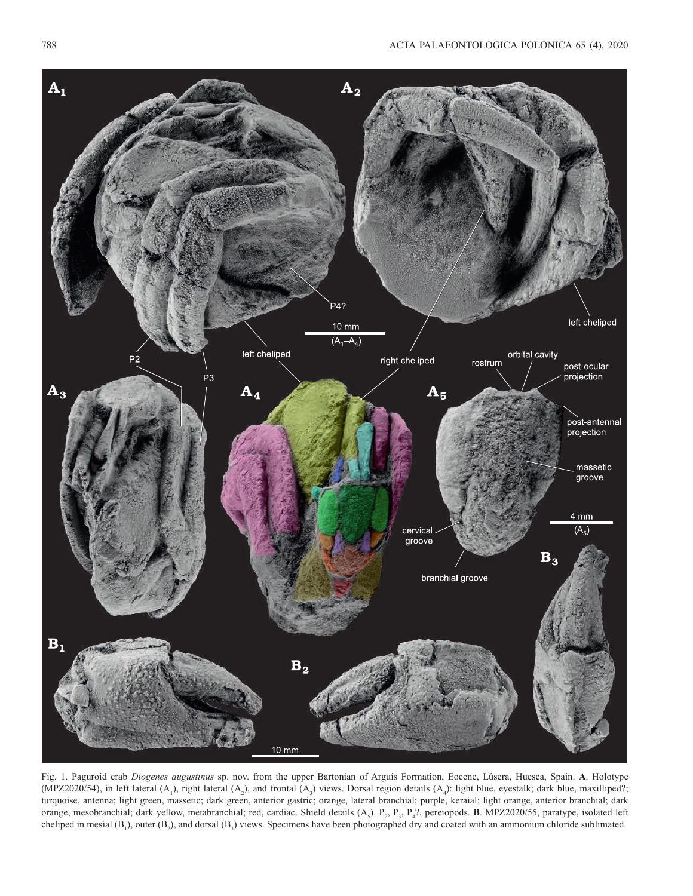Fig. 1. Paguroid crab *Diogenes augustinus* sp. nov. from the upper Bartonian of Arguís Formation, Eocene, Lúsera, Huesca, Spain. **A**. Holotype (MPZ2020/54), in left lateral ($A_1$), right lateral ($A_2$), and frontal ($A_3$) views. Dorsal region details ($A_4$): light blue, eyestalk; dark blue, maxilliped?; turquoise, antenna; light green, massetic; dark green, anterior gastric; orange, lateral branchial; purple, keraial; light orange, anterior branchial; dark orange, mesobranchial; dark yellow, metabranchial; red, cardiac. Shield details ($A_5$). $P_2$, $P_3$, $P_4$?, pereiopods. **B**. MPZ2020/55, paratype, isolated left cheliped in mesial ($B_1$), outer ($B_2$), and dorsal ($B_3$) views. Specimens have been photographed dry and coated with an ammonium chloride sublimated.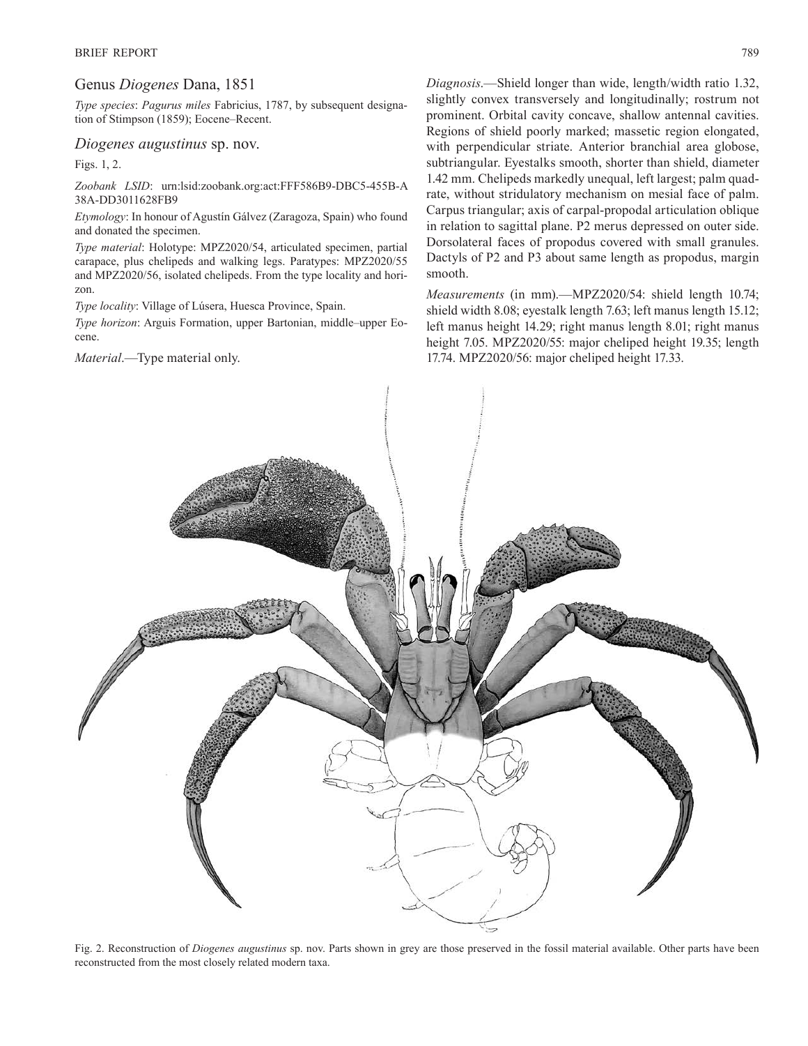## Genus *Diogenes* Dana, 1851

*Type species*: *Pagurus miles* Fabricius, 1787, by subsequent designation of Stimpson (1859); Eocene–Recent.

### *Diogenes augustinus* sp. nov.

Figs. 1, 2.

*Zoobank LSID*: urn:lsid:zoobank.org:act:FFF586B9-DBC5-455B-A38A-DD3011628FB9

*Etymology*: In honour of Agustín Gálvez (Zaragoza, Spain) who found and donated the specimen.

*Type material*: Holotype: MPZ2020/54, articulated specimen, partial carapace, plus chelipeds and walking legs. Paratypes: MPZ2020/55 and MPZ2020/56, isolated chelipeds. From the type locality and horizon.

*Type locality*: Village of Lúsera, Huesca Province, Spain.

*Type horizon*: Arguis Formation, upper Bartonian, middle–upper Eocene.

*Material*.—Type material only.

*Diagnosis*.—Shield longer than wide, length/width ratio 1.32, slightly convex transversely and longitudinally; rostrum not prominent. Orbital cavity concave, shallow antennal cavities. Regions of shield poorly marked; massetic region elongated, with perpendicular striate. Anterior branchial area globose, subtriangular. Eyestalks smooth, shorter than shield, diameter 1.42 mm. Chelipeds markedly unequal, left largest; palm quadrate, without stridulatory mechanism on mesial face of palm. Carpus triangular; axis of carpal-propodal articulation oblique in relation to sagittal plane. P2 merus depressed on outer side. Dorsolateral faces of propodus covered with small granules. Dactyls of P2 and P3 about same length as propodus, margin smooth.

*Measurements* (in mm).—MPZ2020/54: shield length 10.74; shield width 8.08; eyestalk length 7.63; left manus length 15.12; left manus height 14.29; right manus length 8.01; right manus height 7.05. MPZ2020/55: major cheliped height 19.35; length 17.74. MPZ2020/56: major cheliped height 17.33.

Fig. 2. Reconstruction of *Diogenes augustinus* sp. nov. Parts shown in grey are those preserved in the fossil material available. Other parts have been reconstructed from the most closely related modern taxa.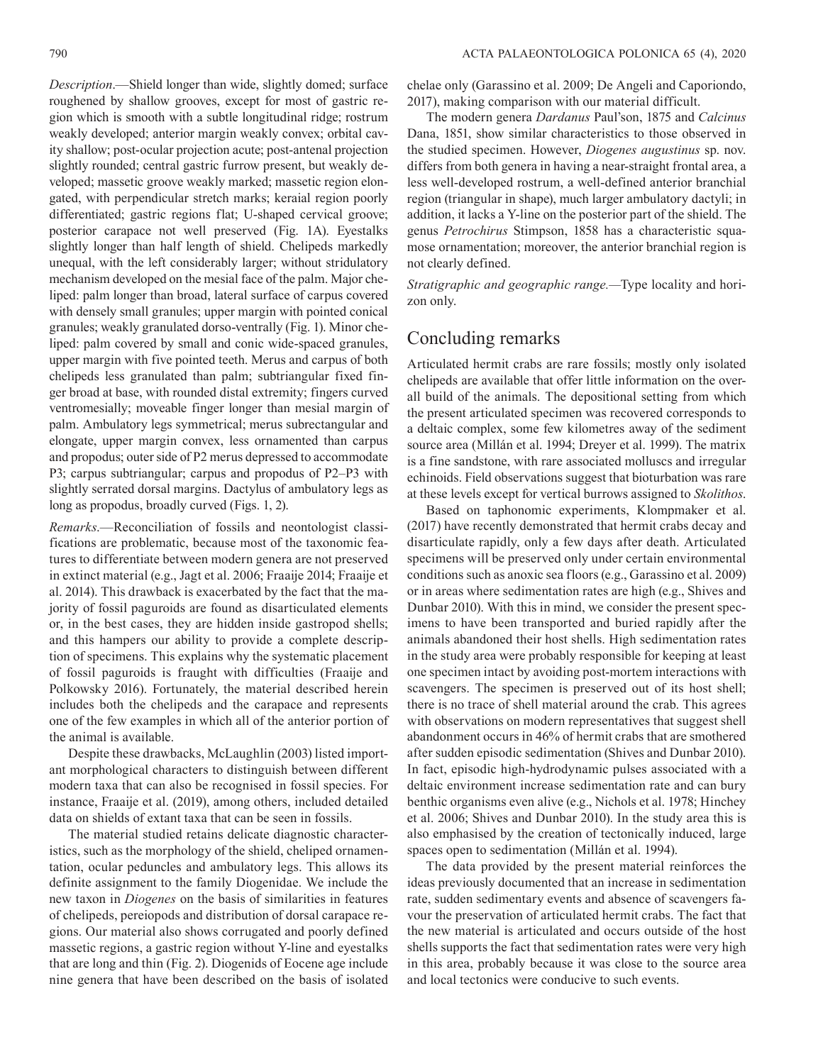*Description*.—Shield longer than wide, slightly domed; surface roughened by shallow grooves, except for most of gastric region which is smooth with a subtle longitudinal ridge; rostrum weakly developed; anterior margin weakly convex; orbital cavity shallow; post-ocular projection acute; post-antenal projection slightly rounded; central gastric furrow present, but weakly developed; massetic groove weakly marked; massetic region elongated, with perpendicular stretch marks; keraial region poorly differentiated; gastric regions flat; U-shaped cervical groove; posterior carapace not well preserved (Fig. 1A). Eyestalks slightly longer than half length of shield. Chelipeds markedly unequal, with the left considerably larger; without stridulatory mechanism developed on the mesial face of the palm. Major cheliped: palm longer than broad, lateral surface of carpus covered with densely small granules; upper margin with pointed conical granules; weakly granulated dorso-ventrally (Fig. 1). Minor cheliped: palm covered by small and conic wide-spaced granules, upper margin with five pointed teeth. Merus and carpus of both chelipeds less granulated than palm; subtriangular fixed finger broad at base, with rounded distal extremity; fingers curved ventromesially; moveable finger longer than mesial margin of palm. Ambulatory legs symmetrical; merus subrectangular and elongate, upper margin convex, less ornamented than carpus and propodus; outer side of P2 merus depressed to accommodate P3; carpus subtriangular; carpus and propodus of P2–P3 with slightly serrated dorsal margins. Dactylus of ambulatory legs as long as propodus, broadly curved (Figs. 1, 2).

*Remarks*.—Reconciliation of fossils and neontologist classifications are problematic, because most of the taxonomic features to differentiate between modern genera are not preserved in extinct material (e.g., Jagt et al. 2006; Fraaije 2014; Fraaije et al. 2014). This drawback is exacerbated by the fact that the majority of fossil paguroids are found as disarticulated elements or, in the best cases, they are hidden inside gastropod shells; and this hampers our ability to provide a complete description of specimens. This explains why the systematic placement of fossil paguroids is fraught with difficulties (Fraaije and Polkowsky 2016). Fortunately, the material described herein includes both the chelipeds and the carapace and represents one of the few examples in which all of the anterior portion of the animal is available.

Despite these drawbacks, McLaughlin (2003) listed important morphological characters to distinguish between different modern taxa that can also be recognised in fossil species. For instance, Fraaije et al. (2019), among others, included detailed data on shields of extant taxa that can be seen in fossils.

The material studied retains delicate diagnostic characteristics, such as the morphology of the shield, cheliped ornamentation, ocular peduncles and ambulatory legs. This allows its definite assignment to the family Diogenidae. We include the new taxon in *Diogenes* on the basis of similarities in features of chelipeds, pereiopods and distribution of dorsal carapace regions. Our material also shows corrugated and poorly defined massetic regions, a gastric region without Y-line and eyestalks that are long and thin (Fig. 2). Diogenids of Eocene age include nine genera that have been described on the basis of isolated chelae only (Garassino et al. 2009; De Angeli and Caporiondo, 2017), making comparison with our material difficult.

The modern genera *Dardanus* Paul'son, 1875 and *Calcinus* Dana, 1851, show similar characteristics to those observed in the studied specimen. However, *Diogenes augustinus* sp. nov. differs from both genera in having a near-straight frontal area, a less well-developed rostrum, a well-defined anterior branchial region (triangular in shape), much larger ambulatory dactyli; in addition, it lacks a Y-line on the posterior part of the shield. The genus *Petrochirus* Stimpson, 1858 has a characteristic squamose ornamentation; moreover, the anterior branchial region is not clearly defined.

*Stratigraphic and geographic range.*—Type locality and horizon only.

## Concluding remarks

Articulated hermit crabs are rare fossils; mostly only isolated chelipeds are available that offer little information on the overall build of the animals. The depositional setting from which the present articulated specimen was recovered corresponds to a deltaic complex, some few kilometres away of the sediment source area (Millán et al. 1994; Dreyer et al. 1999). The matrix is a fine sandstone, with rare associated molluscs and irregular echinoids. Field observations suggest that bioturbation was rare at these levels except for vertical burrows assigned to *Skolithos*.

Based on taphonomic experiments, Klompmaker et al. (2017) have recently demonstrated that hermit crabs decay and disarticulate rapidly, only a few days after death. Articulated specimens will be preserved only under certain environmental conditions such as anoxic sea floors (e.g., Garassino et al. 2009) or in areas where sedimentation rates are high (e.g., Shives and Dunbar 2010). With this in mind, we consider the present specimens to have been transported and buried rapidly after the animals abandoned their host shells. High sedimentation rates in the study area were probably responsible for keeping at least one specimen intact by avoiding post-mortem interactions with scavengers. The specimen is preserved out of its host shell; there is no trace of shell material around the crab. This agrees with observations on modern representatives that suggest shell abandonment occurs in 46% of hermit crabs that are smothered after sudden episodic sedimentation (Shives and Dunbar 2010). In fact, episodic high-hydrodynamic pulses associated with a deltaic environment increase sedimentation rate and can bury benthic organisms even alive (e.g., Nichols et al. 1978; Hinchey et al. 2006; Shives and Dunbar 2010). In the study area this is also emphasised by the creation of tectonically induced, large spaces open to sedimentation (Millán et al. 1994).

The data provided by the present material reinforces the ideas previously documented that an increase in sedimentation rate, sudden sedimentary events and absence of scavengers favour the preservation of articulated hermit crabs. The fact that the new material is articulated and occurs outside of the host shells supports the fact that sedimentation rates were very high in this area, probably because it was close to the source area and local tectonics were conducive to such events.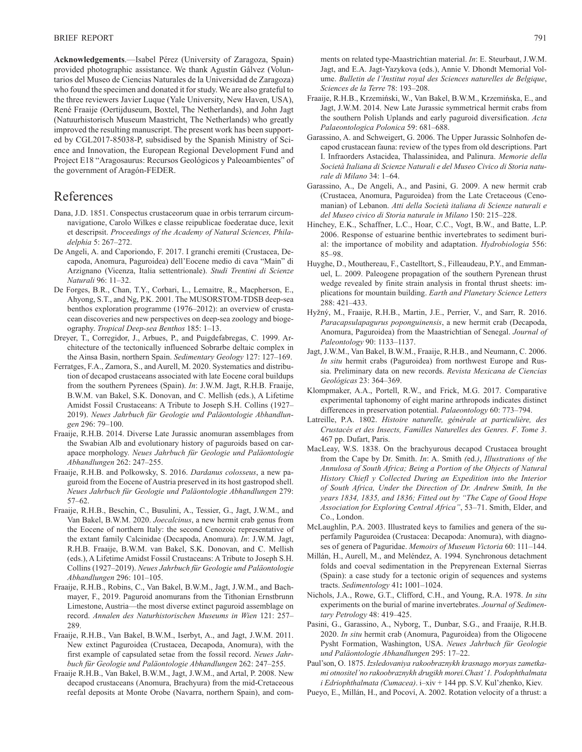**Acknowledgements**.—Isabel Pérez (University of Zaragoza, Spain) provided photographic assistance. We thank Agustín Gálvez (Voluntarios del Museo de Ciencias Naturales de la Universidad de Zaragoza) who found the specimen and donated it for study. We are also grateful to the three reviewers Javier Luque (Yale University, New Haven, USA), René Fraaije (Oertijduseum, Boxtel, The Netherlands), and John Jagt (Natuurhistorisch Museum Maastricht, The Netherlands) who greatly improved the resulting manuscript. The present work has been supported by CGL2017-85038-P, subsidised by the Spanish Ministry of Science and Innovation, the European Regional Development Fund and Project E18 "Aragosaurus: Recursos Geológicos y Paleoambientes" of the government of Aragón-FEDER.

## References

Dana, J.D. 1851. Conspectus crustaceorum quae in orbis terrarum circumnavigatione, Carolo Wilkes e classe reipublicae foederatae duce, lexit et descripsit. *Proceedings of the Academy of Natural Sciences, Philadelphia* 5: 267–272.

De Angeli, A. and Caporiondo, F. 2017. I granchi eremiti (Crustacea, Decapoda, Anomura, Paguroidea) dell'Eocene medio di cava "Main" di Arzignano (Vicenza, Italia settentrionale). *Studi Trentini di Scienze Naturali* 96: 11–32.

De Forges, B.R., Chan, T.Y., Corbari, L., Lemaitre, R., Macpherson, E., Ahyong, S.T., and Ng, P.K. 2001. The MUSORSTOM-TDSB deep-sea benthos exploration programme (1976–2012): an overview of crustacean discoveries and new perspectives on deep-sea zoology and biogeography. *Tropical Deep-sea Benthos* 185: 1–13.

Dreyer, T., Corregidor, J., Arbues, P., and Puigdefabregas, C. 1999. Architecture of the tectonically influenced Sobrarbe deltaic complex in the Ainsa Basin, northern Spain. *Sedimentary Geology* 127: 127–169.

Ferratges, F.A., Zamora, S., and Aurell, M. 2020. Systematics and distribution of decapod crustaceans associated with late Eocene coral buildups from the southern Pyrenees (Spain). *In*: J.W.M. Jagt, R.H.B. Fraaije, B.W.M. van Bakel, S.K. Donovan, and C. Mellish (eds.), A Lifetime Amidst Fossil Crustaceans: A Tribute to Joseph S.H. Collins (1927–2019). *Neues Jahrbuch für Geologie und Paläontologie Abhandlungen* 296: 79–100.

Fraaije, R.H.B. 2014. Diverse Late Jurassic anomuran assemblages from the Swabian Alb and evolutionary history of paguroids based on carapace morphology. *Neues Jahrbuch für Geologie und Paläontologie Abhandlungen* 262: 247–255.

Fraaije, R.H.B. and Polkowsky, S. 2016. *Dardanus colosseus*, a new paguroid from the Eocene of Austria preserved in its host gastropod shell. *Neues Jahrbuch für Geologie und Paläontologie Abhandlungen* 279: 57–62.

Fraaije, R.H.B., Beschin, C., Busulini, A., Tessier, G., Jagt, J.W.M., and Van Bakel, B.W.M. 2020. *Joecalcinus*, a new hermit crab genus from the Eocene of northern Italy: the second Cenozoic representative of the extant family Calcinidae (Decapoda, Anomura). *In*: J.W.M. Jagt, R.H.B. Fraaije, B.W.M. van Bakel, S.K. Donovan, and C. Mellish (eds.), A Lifetime Amidst Fossil Crustaceans: A Tribute to Joseph S.H. Collins (1927–2019). *Neues Jahrbuch für Geologie und Paläontologie Abhandlungen* 296: 101–105.

Fraaije, R.H.B., Robins, C., Van Bakel, B.W.M., Jagt, J.W.M., and Bachmayer, F., 2019. Paguroid anomurans from the Tithonian Ernstbrunn Limestone, Austria—the most diverse extinct paguroid assemblage on record. *Annalen des Naturhistorischen Museums in Wien* 121: 257–289.

Fraaije, R.H.B., Van Bakel, B.W.M., Iserbyt, A., and Jagt, J.W.M. 2011. New extinct Paguroidea (Crustacea, Decapoda, Anomura), with the first example of capsulated setae from the fossil record. *Neues Jahrbuch für Geologie und Paläontologie Abhandlungen* 262: 247–255.

Fraaije R.H.B., Van Bakel, B.W.M., Jagt, J.W.M., and Artal, P. 2008. New decapod crustaceans (Anomura, Brachyura) from the mid-Cretaceous reefal deposits at Monte Orobe (Navarra, northern Spain), and comments on related type-Maastrichtian material. *In*: E. Steurbaut, J.W.M. Jagt, and E.A. Jagt-Yazykova (eds.), Annie V. Dhondt Memorial Volume. *Bulletin de l'Institut royal des Sciences naturelles de Belgique, Sciences de la Terre* 78: 193–208.

Fraaije, R.H.B., Krzemiński, W., Van Bakel, B.W.M., Krzemińska, E., and Jagt, J.W.M. 2014. New Late Jurassic symmetrical hermit crabs from the southern Polish Uplands and early paguroid diversification. *Acta Palaeontologica Polonica* 59: 681–688.

Garassino, A. and Schweigert, G. 2006. The Upper Jurassic Solnhofen decapod crustacean fauna: review of the types from old descriptions. Part I. Infraorders Astacidea, Thalassinidea, and Palinura. *Memorie della Società Italiana di Scienze Naturali e del Museo Civico di Storia naturale di Milano* 34: 1–64.

Garassino, A., De Angeli, A., and Pasini, G. 2009. A new hermit crab (Crustacea, Anomura, Paguroidea) from the Late Cretaceous (Cenomanian) of Lebanon. *Atti della Società italiana di Scienze naturali e del Museo civico di Storia naturale in Milano* 150: 215–228.

Hinchey, E.K., Schaffner, L.C., Hoar, C.C., Vogt, B.W., and Batte, L.P. 2006. Response of estuarine benthic invertebrates to sediment burial: the importance of mobility and adaptation. *Hydrobiologia* 556: 85–98.

Huyghe, D., Mouthereau, F., Castelltort, S., Filleaudeau, P.Y., and Emmanuel, L. 2009. Paleogene propagation of the southern Pyrenean thrust wedge revealed by finite strain analysis in frontal thrust sheets: implications for mountain building. *Earth and Planetary Science Letters* 288: 421–433.

Hyžný, M., Fraaije, R.H.B., Martin, J.E., Perrier, V., and Sarr, R. 2016. *Paracapsulapagurus poponguinensis*, a new hermit crab (Decapoda, Anomura, Paguroidea) from the Maastrichtian of Senegal. *Journal of Paleontology* 90: 1133–1137.

Jagt, J.W.M., Van Bakel, B.W.M., Fraaije, R.H.B., and Neumann, C. 2006. *In situ* hermit crabs (Paguroidea) from northwest Europe and Russia. Preliminary data on new records. *Revista Mexicana de Ciencias Geológicas* 23: 364–369.

Klompmaker, A.A., Portell, R.W., and Frick, M.G. 2017. Comparative experimental taphonomy of eight marine arthropods indicates distinct differences in preservation potential. *Palaeontology* 60: 773–794.

Latreille, P.A. 1802. *Histoire naturelle, générale at particulière, des Crustacés et des Insects, Familles Naturelles des Genres. F*. *Tome 3*. 467 pp. Dufart, Paris.

MacLeay, W.S. 1838. On the brachyurous decapod Crustacea brought from the Cape by Dr. Smith. *In*: A. Smith (ed.), *Illustrations of the Annulosa of South Africa; Being a Portion of the Objects of Natural History Chiefl y Collected During an Expedition into the Interior of South Africa, Under the Direction of Dr. Andrew Smith, In the years 1834, 1835, and 1836; Fitted out by "The Cape of Good Hope Association for Exploring Central Africa"*, 53–71. Smith, Elder, and Co., London.

McLaughlin, P.A. 2003. Illustrated keys to families and genera of the superfamily Paguroidea (Crustacea: Decapoda: Anomura), with diagnoses of genera of Paguridae. *Memoirs of Museum Victoria* 60: 111–144.

Millán, H., Aurell, M., and Meléndez, A. 1994. Synchronous detachment folds and coeval sedimentation in the Prepyrenean External Sierras (Spain): a case study for a tectonic origin of sequences and systems tracts. *Sedimentology* 41**:** 1001–1024.

Nichols, J.A., Rowe, G.T., Clifford, C.H., and Young, R.A. 1978. *In situ* experiments on the burial of marine invertebrates. *Journal of Sedimentary Petrology* 48: 419–425.

Pasini, G., Garassino, A., Nyborg, T., Dunbar, S.G., and Fraaije, R.H.B. 2020. *In situ* hermit crab (Anomura, Paguroidea) from the Oligocene Pysht Formation, Washington, USA. *Neues Jahrbuch für Geologie und Paläontologie Abhandlungen* 295: 17–22.

Paul'son, O. 1875. *Izsledovaniya rakoobraznykh krasnago moryas zametkami otnositel'no rakoobraznykh drugikh morei.Chast' 1. Podophthalmata i Edriophthalmata (Cumacea)*. i–xiv + 144 pp. S.V. Kul'zhenko, Kiev.

Pueyo, E., Millán, H., and Pocoví, A. 2002. Rotation velocity of a thrust: a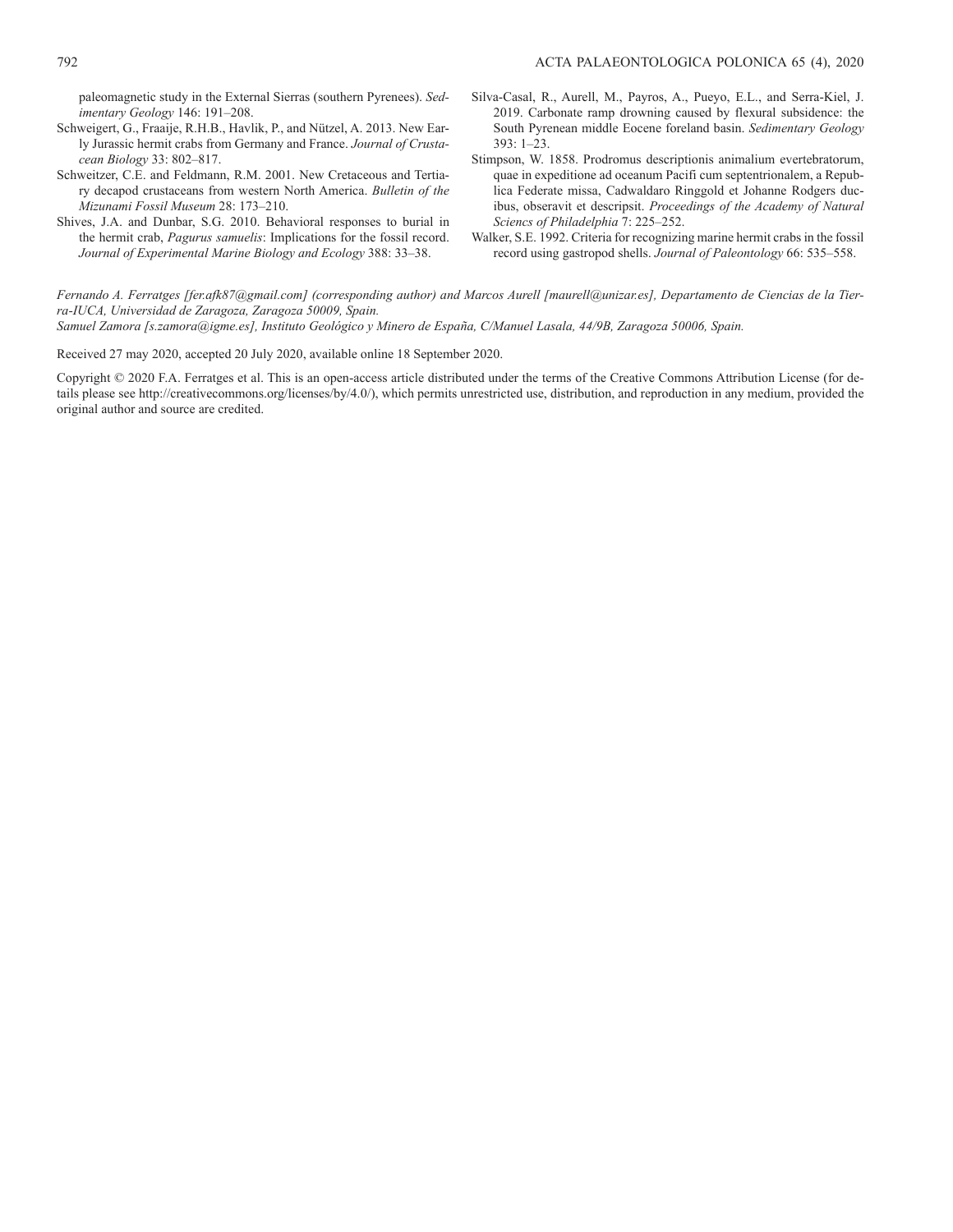paleomagnetic study in the External Sierras (southern Pyrenees). *Sedimentary Geology* 146: 191–208.

Schweigert, G., Fraaije, R.H.B., Havlik, P., and Nützel, A. 2013. New Early Jurassic hermit crabs from Germany and France. *Journal of Crustacean Biology* 33: 802–817.

Schweitzer, C.E. and Feldmann, R.M. 2001. New Cretaceous and Tertiary decapod crustaceans from western North America. *Bulletin of the Mizunami Fossil Museum* 28: 173–210.

Shives, J.A. and Dunbar, S.G. 2010. Behavioral responses to burial in the hermit crab, *Pagurus samuelis*: Implications for the fossil record. *Journal of Experimental Marine Biology and Ecology* 388: 33–38.

Silva-Casal, R., Aurell, M., Payros, A., Pueyo, E.L., and Serra-Kiel, J. 2019. Carbonate ramp drowning caused by flexural subsidence: the South Pyrenean middle Eocene foreland basin. *Sedimentary Geology* 393: 1–23.

Stimpson, W. 1858. Prodromus descriptionis animalium evertebratorum, quae in expeditione ad oceanum Pacifi cum septentrionalem, a Republica Federate missa, Cadwaldaro Ringgold et Johanne Rodgers ducibus, obseravit et descripsit. *Proceedings of the Academy of Natural Sciencs of Philadelphia* 7: 225–252.

Walker, S.E. 1992. Criteria for recognizing marine hermit crabs in the fossil record using gastropod shells. *Journal of Paleontology* 66: 535–558.

*Fernando A. Ferratges [fer.afk87@gmail.com] (corresponding author) and Marcos Aurell [maurell@unizar.es], Departamento de Ciencias de la Tierra-IUCA, Universidad de Zaragoza, Zaragoza 50009, Spain.*
*Samuel Zamora [s.zamora@igme.es], Instituto Geológico y Minero de España, C/Manuel Lasala, 44/9B, Zaragoza 50006, Spain.*

Received 27 may 2020, accepted 20 July 2020, available online 18 September 2020.

Copyright © 2020 F.A. Ferratges et al. This is an open-access article distributed under the terms of the Creative Commons Attribution License (for details please see http://creativecommons.org/licenses/by/4.0/), which permits unrestricted use, distribution, and reproduction in any medium, provided the original author and source are credited.